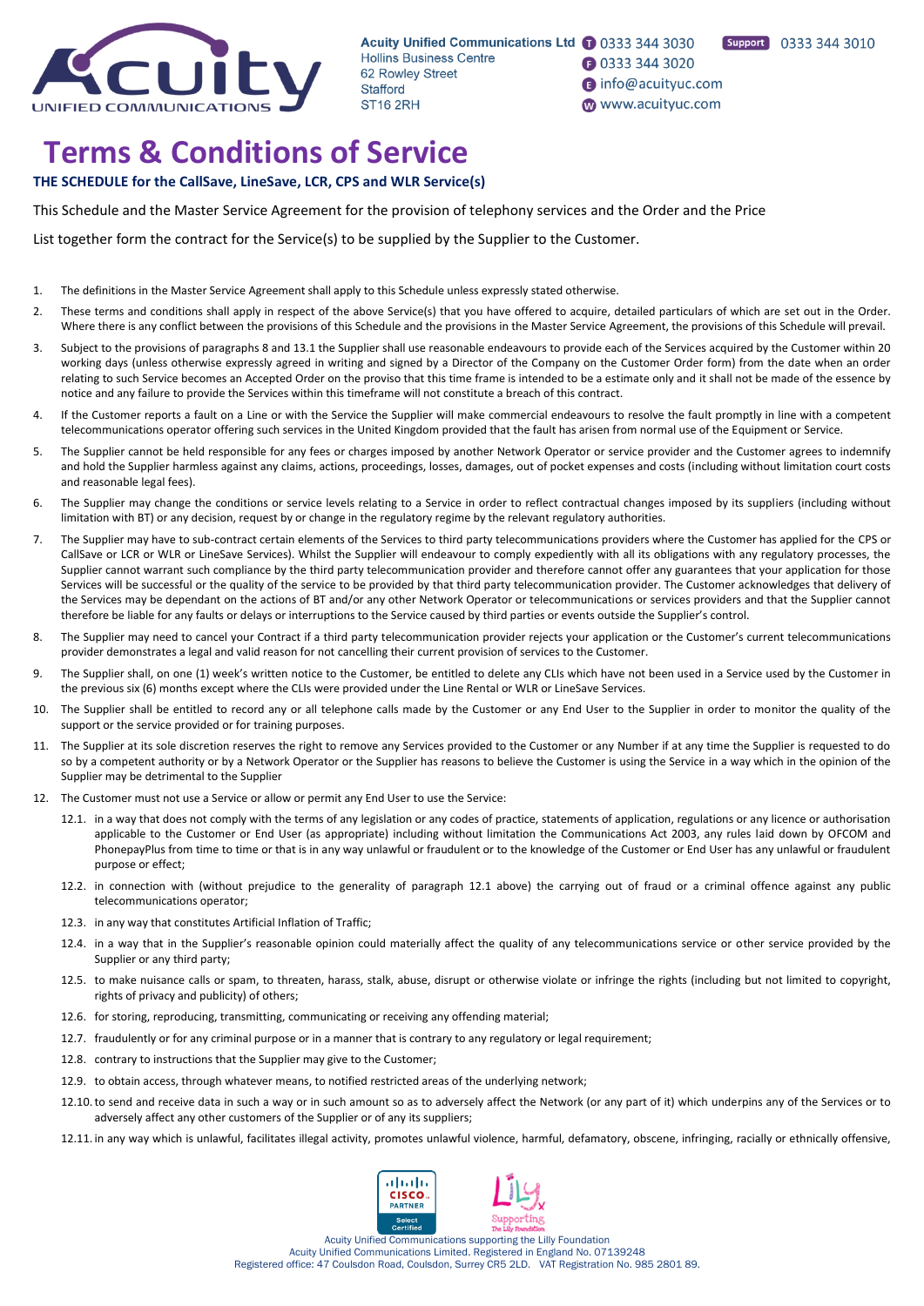Acuity Unified Communications Ltd
Hollins Business Centre
62 Rowley Street
Stafford
ST16 2RH

T 0333 344 3030
F 0333 344 3020
E info@acuityuc.com
W www.acuityuc.com
Support 0333 344 3010

# Terms & Conditions of Service

**THE SCHEDULE for the CallSave, LineSave, LCR, CPS and WLR Service(s)**

This Schedule and the Master Service Agreement for the provision of telephony services and the Order and the Price List together form the contract for the Service(s) to be supplied by the Supplier to the Customer.

1. The definitions in the Master Service Agreement shall apply to this Schedule unless expressly stated otherwise.
2. These terms and conditions shall apply in respect of the above Service(s) that you have offered to acquire, detailed particulars of which are set out in the Order. Where there is any conflict between the provisions of this Schedule and the provisions in the Master Service Agreement, the provisions of this Schedule will prevail.
3. Subject to the provisions of paragraphs 8 and 13.1 the Supplier shall use reasonable endeavours to provide each of the Services acquired by the Customer within 20 working days (unless otherwise expressly agreed in writing and signed by a Director of the Company on the Customer Order form) from the date when an order relating to such Service becomes an Accepted Order on the proviso that this time frame is intended to be a estimate only and it shall not be made of the essence by notice and any failure to provide the Services within this timeframe will not constitute a breach of this contract.
4. If the Customer reports a fault on a Line or with the Service the Supplier will make commercial endeavours to resolve the fault promptly in line with a competent telecommunications operator offering such services in the United Kingdom provided that the fault has arisen from normal use of the Equipment or Service.
5. The Supplier cannot be held responsible for any fees or charges imposed by another Network Operator or service provider and the Customer agrees to indemnify and hold the Supplier harmless against any claims, actions, proceedings, losses, damages, out of pocket expenses and costs (including without limitation court costs and reasonable legal fees).
6. The Supplier may change the conditions or service levels relating to a Service in order to reflect contractual changes imposed by its suppliers (including without limitation with BT) or any decision, request by or change in the regulatory regime by the relevant regulatory authorities.
7. The Supplier may have to sub-contract certain elements of the Services to third party telecommunications providers where the Customer has applied for the CPS or CallSave or LCR or WLR or LineSave Services). Whilst the Supplier will endeavour to comply expediently with all its obligations with any regulatory processes, the Supplier cannot warrant such compliance by the third party telecommunication provider and therefore cannot offer any guarantees that your application for those Services will be successful or the quality of the service to be provided by that third party telecommunication provider. The Customer acknowledges that delivery of the Services may be dependant on the actions of BT and/or any other Network Operator or telecommunications or services providers and that the Supplier cannot therefore be liable for any faults or delays or interruptions to the Service caused by third parties or events outside the Supplier's control.
8. The Supplier may need to cancel your Contract if a third party telecommunication provider rejects your application or the Customer's current telecommunications provider demonstrates a legal and valid reason for not cancelling their current provision of services to the Customer.
9. The Supplier shall, on one (1) week's written notice to the Customer, be entitled to delete any CLIs which have not been used in a Service used by the Customer in the previous six (6) months except where the CLIs were provided under the Line Rental or WLR or LineSave Services.
10. The Supplier shall be entitled to record any or all telephone calls made by the Customer or any End User to the Supplier in order to monitor the quality of the support or the service provided or for training purposes.
11. The Supplier at its sole discretion reserves the right to remove any Services provided to the Customer or any Number if at any time the Supplier is requested to do so by a competent authority or by a Network Operator or the Supplier has reasons to believe the Customer is using the Service in a way which in the opinion of the Supplier may be detrimental to the Supplier
12. The Customer must not use a Service or allow or permit any End User to use the Service:
    - 12.1. in a way that does not comply with the terms of any legislation or any codes of practice, statements of application, regulations or any licence or authorisation applicable to the Customer or End User (as appropriate) including without limitation the Communications Act 2003, any rules laid down by OFCOM and PhonepayPlus from time to time or that is in any way unlawful or fraudulent or to the knowledge of the Customer or End User has any unlawful or fraudulent purpose or effect;
    - 12.2. in connection with (without prejudice to the generality of paragraph 12.1 above) the carrying out of fraud or a criminal offence against any public telecommunications operator;
    - 12.3. in any way that constitutes Artificial Inflation of Traffic;
    - 12.4. in a way that in the Supplier's reasonable opinion could materially affect the quality of any telecommunications service or other service provided by the Supplier or any third party;
    - 12.5. to make nuisance calls or spam, to threaten, harass, stalk, abuse, disrupt or otherwise violate or infringe the rights (including but not limited to copyright, rights of privacy and publicity) of others;
    - 12.6. for storing, reproducing, transmitting, communicating or receiving any offending material;
    - 12.7. fraudulently or for any criminal purpose or in a manner that is contrary to any regulatory or legal requirement;
    - 12.8. contrary to instructions that the Supplier may give to the Customer;
    - 12.9. to obtain access, through whatever means, to notified restricted areas of the underlying network;
    - 12.10. to send and receive data in such a way or in such amount so as to adversely affect the Network (or any part of it) which underpins any of the Services or to adversely affect any other customers of the Supplier or of any its suppliers;
    - 12.11. in any way which is unlawful, facilitates illegal activity, promotes unlawful violence, harmful, defamatory, obscene, infringing, racially or ethnically offensive,

Acuity Unified Communications supporting the Lilly Foundation
Acuity Unified Communications Limited. Registered in England No. 07139248
Registered office: 47 Coulsdon Road, Coulsdon, Surrey CR5 2LD. VAT Registration No. 985 2801 89.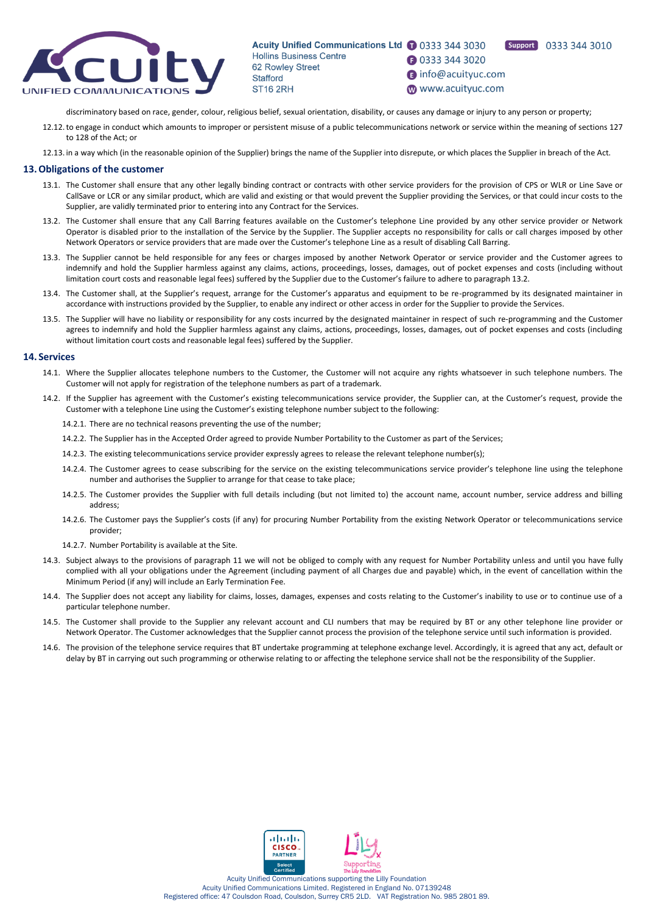discriminatory based on race, gender, colour, religious belief, sexual orientation, disability, or causes any damage or injury to any person or property;

12.12. to engage in conduct which amounts to improper or persistent misuse of a public telecommunications network or service within the meaning of sections 127 to 128 of the Act; or

12.13. in a way which (in the reasonable opinion of the Supplier) brings the name of the Supplier into disrepute, or which places the Supplier in breach of the Act.

## 13. Obligations of the customer

13.1. The Customer shall ensure that any other legally binding contract or contracts with other service providers for the provision of CPS or WLR or Line Save or CallSave or LCR or any similar product, which are valid and existing or that would prevent the Supplier providing the Services, or that could incur costs to the Supplier, are validly terminated prior to entering into any Contract for the Services.

13.2. The Customer shall ensure that any Call Barring features available on the Customer's telephone Line provided by any other service provider or Network Operator is disabled prior to the installation of the Service by the Supplier. The Supplier accepts no responsibility for calls or call charges imposed by other Network Operators or service providers that are made over the Customer's telephone Line as a result of disabling Call Barring.

13.3. The Supplier cannot be held responsible for any fees or charges imposed by another Network Operator or service provider and the Customer agrees to indemnify and hold the Supplier harmless against any claims, actions, proceedings, losses, damages, out of pocket expenses and costs (including without limitation court costs and reasonable legal fees) suffered by the Supplier due to the Customer's failure to adhere to paragraph 13.2.

13.4. The Customer shall, at the Supplier's request, arrange for the Customer's apparatus and equipment to be re-programmed by its designated maintainer in accordance with instructions provided by the Supplier, to enable any indirect or other access in order for the Supplier to provide the Services.

13.5. The Supplier will have no liability or responsibility for any costs incurred by the designated maintainer in respect of such re-programming and the Customer agrees to indemnify and hold the Supplier harmless against any claims, actions, proceedings, losses, damages, out of pocket expenses and costs (including without limitation court costs and reasonable legal fees) suffered by the Supplier.

## 14. Services

14.1. Where the Supplier allocates telephone numbers to the Customer, the Customer will not acquire any rights whatsoever in such telephone numbers. The Customer will not apply for registration of the telephone numbers as part of a trademark.

14.2. If the Supplier has agreement with the Customer's existing telecommunications service provider, the Supplier can, at the Customer's request, provide the Customer with a telephone Line using the Customer's existing telephone number subject to the following:

- 14.2.1. There are no technical reasons preventing the use of the number;
- 14.2.2. The Supplier has in the Accepted Order agreed to provide Number Portability to the Customer as part of the Services;
- 14.2.3. The existing telecommunications service provider expressly agrees to release the relevant telephone number(s);
- 14.2.4. The Customer agrees to cease subscribing for the service on the existing telecommunications service provider's telephone line using the telephone number and authorises the Supplier to arrange for that cease to take place;
- 14.2.5. The Customer provides the Supplier with full details including (but not limited to) the account name, account number, service address and billing address;
- 14.2.6. The Customer pays the Supplier's costs (if any) for procuring Number Portability from the existing Network Operator or telecommunications service provider;
- 14.2.7. Number Portability is available at the Site.

14.3. Subject always to the provisions of paragraph 11 we will not be obliged to comply with any request for Number Portability unless and until you have fully complied with all your obligations under the Agreement (including payment of all Charges due and payable) which, in the event of cancellation within the Minimum Period (if any) will include an Early Termination Fee.

14.4. The Supplier does not accept any liability for claims, losses, damages, expenses and costs relating to the Customer's inability to use or to continue use of a particular telephone number.

14.5. The Customer shall provide to the Supplier any relevant account and CLI numbers that may be required by BT or any other telephone line provider or Network Operator. The Customer acknowledges that the Supplier cannot process the provision of the telephone service until such information is provided.

14.6. The provision of the telephone service requires that BT undertake programming at telephone exchange level. Accordingly, it is agreed that any act, default or delay by BT in carrying out such programming or otherwise relating to or affecting the telephone service shall not be the responsibility of the Supplier.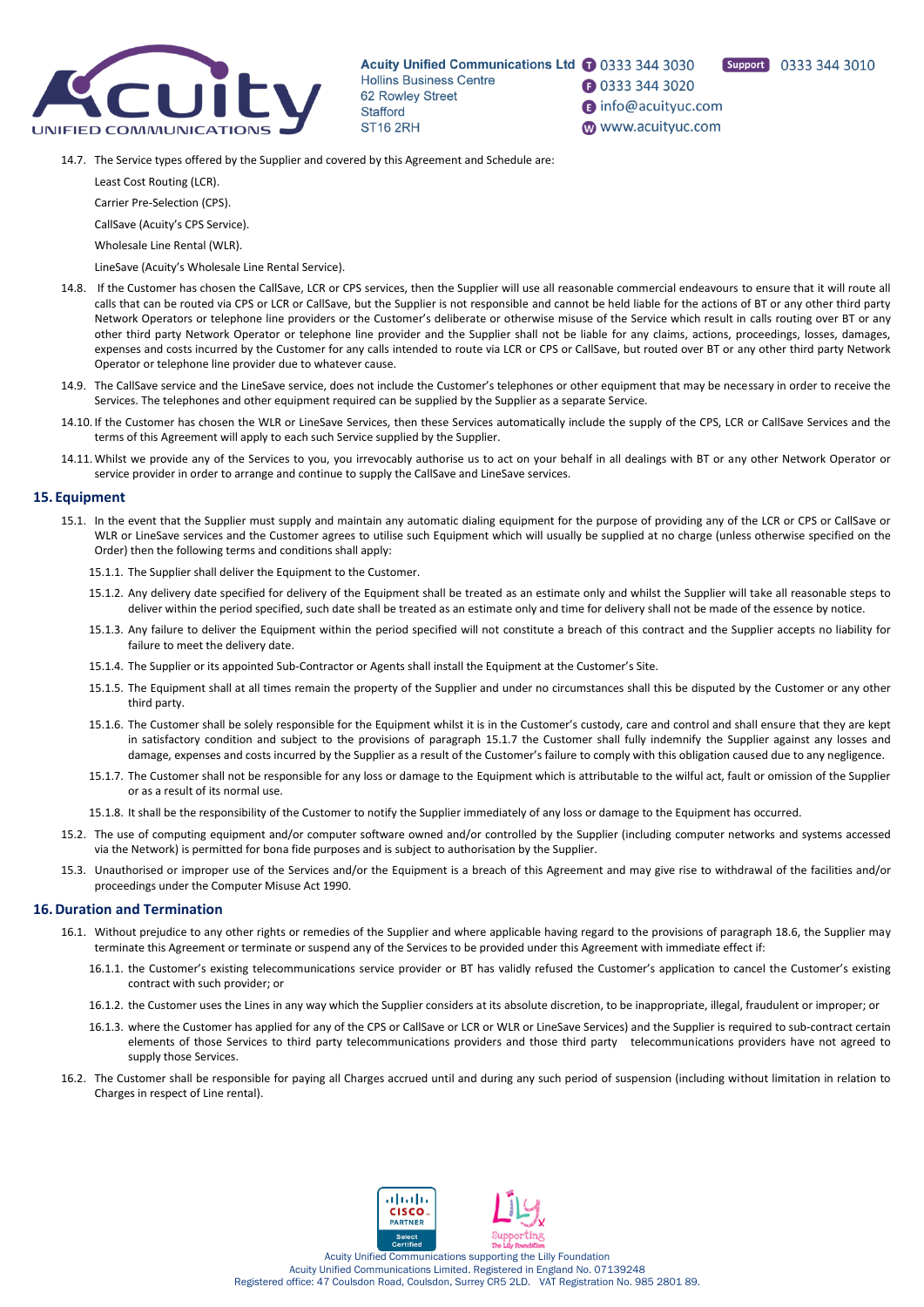14.7. The Service types offered by the Supplier and covered by this Agreement and Schedule are:

Least Cost Routing (LCR).

Carrier Pre-Selection (CPS).

CallSave (Acuity's CPS Service).

Wholesale Line Rental (WLR).

LineSave (Acuity's Wholesale Line Rental Service).

14.8. If the Customer has chosen the CallSave, LCR or CPS services, then the Supplier will use all reasonable commercial endeavours to ensure that it will route all calls that can be routed via CPS or LCR or CallSave, but the Supplier is not responsible and cannot be held liable for the actions of BT or any other third party Network Operators or telephone line providers or the Customer's deliberate or otherwise misuse of the Service which result in calls routing over BT or any other third party Network Operator or telephone line provider and the Supplier shall not be liable for any claims, actions, proceedings, losses, damages, expenses and costs incurred by the Customer for any calls intended to route via LCR or CPS or CallSave, but routed over BT or any other third party Network Operator or telephone line provider due to whatever cause.

14.9. The CallSave service and the LineSave service, does not include the Customer's telephones or other equipment that may be necessary in order to receive the Services. The telephones and other equipment required can be supplied by the Supplier as a separate Service.

14.10. If the Customer has chosen the WLR or LineSave Services, then these Services automatically include the supply of the CPS, LCR or CallSave Services and the terms of this Agreement will apply to each such Service supplied by the Supplier.

14.11. Whilst we provide any of the Services to you, you irrevocably authorise us to act on your behalf in all dealings with BT or any other Network Operator or service provider in order to arrange and continue to supply the CallSave and LineSave services.

## 15. Equipment

15.1. In the event that the Supplier must supply and maintain any automatic dialing equipment for the purpose of providing any of the LCR or CPS or CallSave or WLR or LineSave services and the Customer agrees to utilise such Equipment which will usually be supplied at no charge (unless otherwise specified on the Order) then the following terms and conditions shall apply:

15.1.1. The Supplier shall deliver the Equipment to the Customer.

15.1.2. Any delivery date specified for delivery of the Equipment shall be treated as an estimate only and whilst the Supplier will take all reasonable steps to deliver within the period specified, such date shall be treated as an estimate only and time for delivery shall not be made of the essence by notice.

15.1.3. Any failure to deliver the Equipment within the period specified will not constitute a breach of this contract and the Supplier accepts no liability for failure to meet the delivery date.

15.1.4. The Supplier or its appointed Sub-Contractor or Agents shall install the Equipment at the Customer's Site.

15.1.5. The Equipment shall at all times remain the property of the Supplier and under no circumstances shall this be disputed by the Customer or any other third party.

15.1.6. The Customer shall be solely responsible for the Equipment whilst it is in the Customer's custody, care and control and shall ensure that they are kept in satisfactory condition and subject to the provisions of paragraph 15.1.7 the Customer shall fully indemnify the Supplier against any losses and damage, expenses and costs incurred by the Supplier as a result of the Customer's failure to comply with this obligation caused due to any negligence.

15.1.7. The Customer shall not be responsible for any loss or damage to the Equipment which is attributable to the wilful act, fault or omission of the Supplier or as a result of its normal use.

15.1.8. It shall be the responsibility of the Customer to notify the Supplier immediately of any loss or damage to the Equipment has occurred.

15.2. The use of computing equipment and/or computer software owned and/or controlled by the Supplier (including computer networks and systems accessed via the Network) is permitted for bona fide purposes and is subject to authorisation by the Supplier.

15.3. Unauthorised or improper use of the Services and/or the Equipment is a breach of this Agreement and may give rise to withdrawal of the facilities and/or proceedings under the Computer Misuse Act 1990.

## 16. Duration and Termination

16.1. Without prejudice to any other rights or remedies of the Supplier and where applicable having regard to the provisions of paragraph 18.6, the Supplier may terminate this Agreement or terminate or suspend any of the Services to be provided under this Agreement with immediate effect if:

16.1.1. the Customer's existing telecommunications service provider or BT has validly refused the Customer's application to cancel the Customer's existing contract with such provider; or

16.1.2. the Customer uses the Lines in any way which the Supplier considers at its absolute discretion, to be inappropriate, illegal, fraudulent or improper; or

16.1.3. where the Customer has applied for any of the CPS or CallSave or LCR or WLR or LineSave Services) and the Supplier is required to sub-contract certain elements of those Services to third party telecommunications providers and those third party telecommunications providers have not agreed to supply those Services.

16.2. The Customer shall be responsible for paying all Charges accrued until and during any such period of suspension (including without limitation in relation to Charges in respect of Line rental).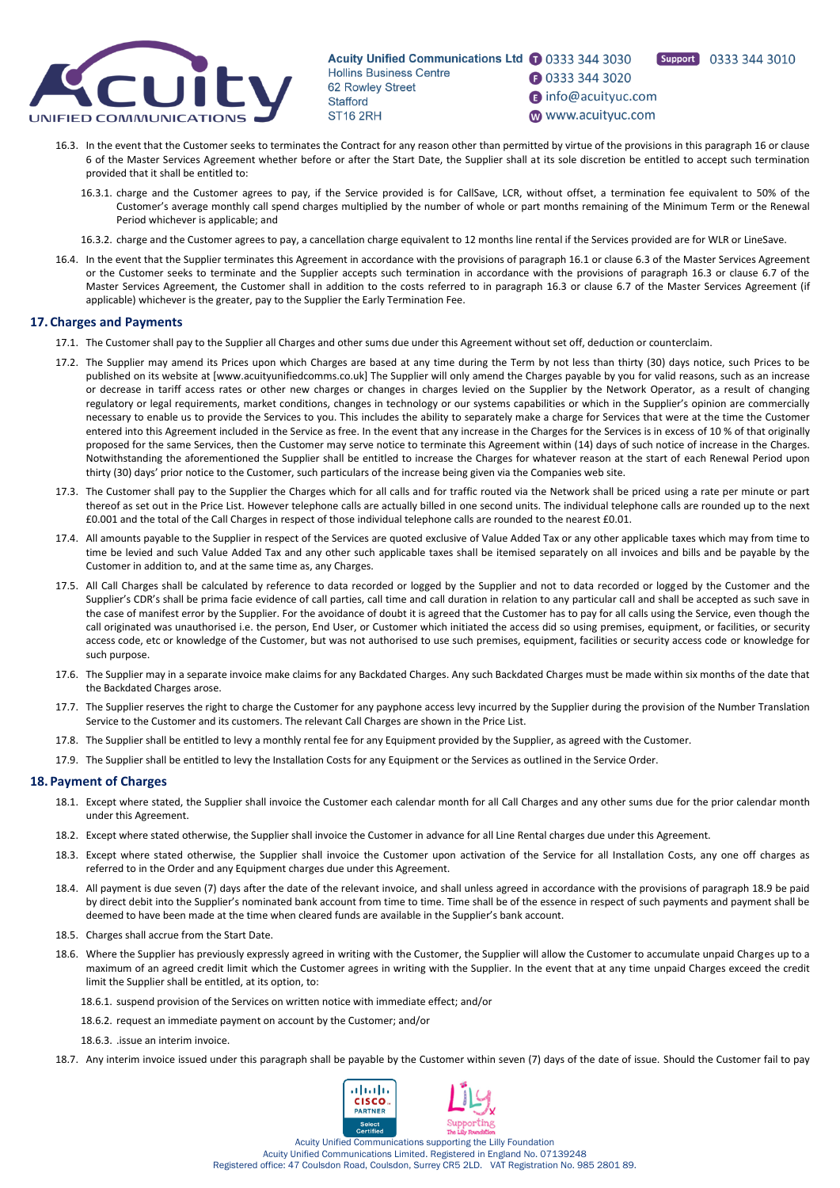16.3. In the event that the Customer seeks to terminates the Contract for any reason other than permitted by virtue of the provisions in this paragraph 16 or clause 6 of the Master Services Agreement whether before or after the Start Date, the Supplier shall at its sole discretion be entitled to accept such termination provided that it shall be entitled to:

16.3.1. charge and the Customer agrees to pay, if the Service provided is for CallSave, LCR, without offset, a termination fee equivalent to 50% of the Customer's average monthly call spend charges multiplied by the number of whole or part months remaining of the Minimum Term or the Renewal Period whichever is applicable; and

16.3.2. charge and the Customer agrees to pay, a cancellation charge equivalent to 12 months line rental if the Services provided are for WLR or LineSave.

16.4. In the event that the Supplier terminates this Agreement in accordance with the provisions of paragraph 16.1 or clause 6.3 of the Master Services Agreement or the Customer seeks to terminate and the Supplier accepts such termination in accordance with the provisions of paragraph 16.3 or clause 6.7 of the Master Services Agreement, the Customer shall in addition to the costs referred to in paragraph 16.3 or clause 6.7 of the Master Services Agreement (if applicable) whichever is the greater, pay to the Supplier the Early Termination Fee.

## 17. Charges and Payments

17.1. The Customer shall pay to the Supplier all Charges and other sums due under this Agreement without set off, deduction or counterclaim.

17.2. The Supplier may amend its Prices upon which Charges are based at any time during the Term by not less than thirty (30) days notice, such Prices to be published on its website at [www.acuityunifiedcomms.co.uk] The Supplier will only amend the Charges payable by you for valid reasons, such as an increase or decrease in tariff access rates or other new charges or changes in charges levied on the Supplier by the Network Operator, as a result of changing regulatory or legal requirements, market conditions, changes in technology or our systems capabilities or which in the Supplier's opinion are commercially necessary to enable us to provide the Services to you. This includes the ability to separately make a charge for Services that were at the time the Customer entered into this Agreement included in the Service as free. In the event that any increase in the Charges for the Services is in excess of 10 % of that originally proposed for the same Services, then the Customer may serve notice to terminate this Agreement within (14) days of such notice of increase in the Charges. Notwithstanding the aforementioned the Supplier shall be entitled to increase the Charges for whatever reason at the start of each Renewal Period upon thirty (30) days' prior notice to the Customer, such particulars of the increase being given via the Companies web site.

17.3. The Customer shall pay to the Supplier the Charges which for all calls and for traffic routed via the Network shall be priced using a rate per minute or part thereof as set out in the Price List. However telephone calls are actually billed in one second units. The individual telephone calls are rounded up to the next £0.001 and the total of the Call Charges in respect of those individual telephone calls are rounded to the nearest £0.01.

17.4. All amounts payable to the Supplier in respect of the Services are quoted exclusive of Value Added Tax or any other applicable taxes which may from time to time be levied and such Value Added Tax and any other such applicable taxes shall be itemised separately on all invoices and bills and be payable by the Customer in addition to, and at the same time as, any Charges.

17.5. All Call Charges shall be calculated by reference to data recorded or logged by the Supplier and not to data recorded or logged by the Customer and the Supplier's CDR's shall be prima facie evidence of call parties, call time and call duration in relation to any particular call and shall be accepted as such save in the case of manifest error by the Supplier. For the avoidance of doubt it is agreed that the Customer has to pay for all calls using the Service, even though the call originated was unauthorised i.e. the person, End User, or Customer which initiated the access did so using premises, equipment, or facilities, or security access code, etc or knowledge of the Customer, but was not authorised to use such premises, equipment, facilities or security access code or knowledge for such purpose.

17.6. The Supplier may in a separate invoice make claims for any Backdated Charges. Any such Backdated Charges must be made within six months of the date that the Backdated Charges arose.

17.7. The Supplier reserves the right to charge the Customer for any payphone access levy incurred by the Supplier during the provision of the Number Translation Service to the Customer and its customers. The relevant Call Charges are shown in the Price List.

17.8. The Supplier shall be entitled to levy a monthly rental fee for any Equipment provided by the Supplier, as agreed with the Customer.

17.9. The Supplier shall be entitled to levy the Installation Costs for any Equipment or the Services as outlined in the Service Order.

## 18. Payment of Charges

18.1. Except where stated, the Supplier shall invoice the Customer each calendar month for all Call Charges and any other sums due for the prior calendar month under this Agreement.

18.2. Except where stated otherwise, the Supplier shall invoice the Customer in advance for all Line Rental charges due under this Agreement.

18.3. Except where stated otherwise, the Supplier shall invoice the Customer upon activation of the Service for all Installation Costs, any one off charges as referred to in the Order and any Equipment charges due under this Agreement.

18.4. All payment is due seven (7) days after the date of the relevant invoice, and shall unless agreed in accordance with the provisions of paragraph 18.9 be paid by direct debit into the Supplier's nominated bank account from time to time. Time shall be of the essence in respect of such payments and payment shall be deemed to have been made at the time when cleared funds are available in the Supplier's bank account.

18.5. Charges shall accrue from the Start Date.

18.6. Where the Supplier has previously expressly agreed in writing with the Customer, the Supplier will allow the Customer to accumulate unpaid Charges up to a maximum of an agreed credit limit which the Customer agrees in writing with the Supplier. In the event that at any time unpaid Charges exceed the credit limit the Supplier shall be entitled, at its option, to:

18.6.1. suspend provision of the Services on written notice with immediate effect; and/or

18.6.2. request an immediate payment on account by the Customer; and/or

18.6.3. .issue an interim invoice.

18.7. Any interim invoice issued under this paragraph shall be payable by the Customer within seven (7) days of the date of issue. Should the Customer fail to pay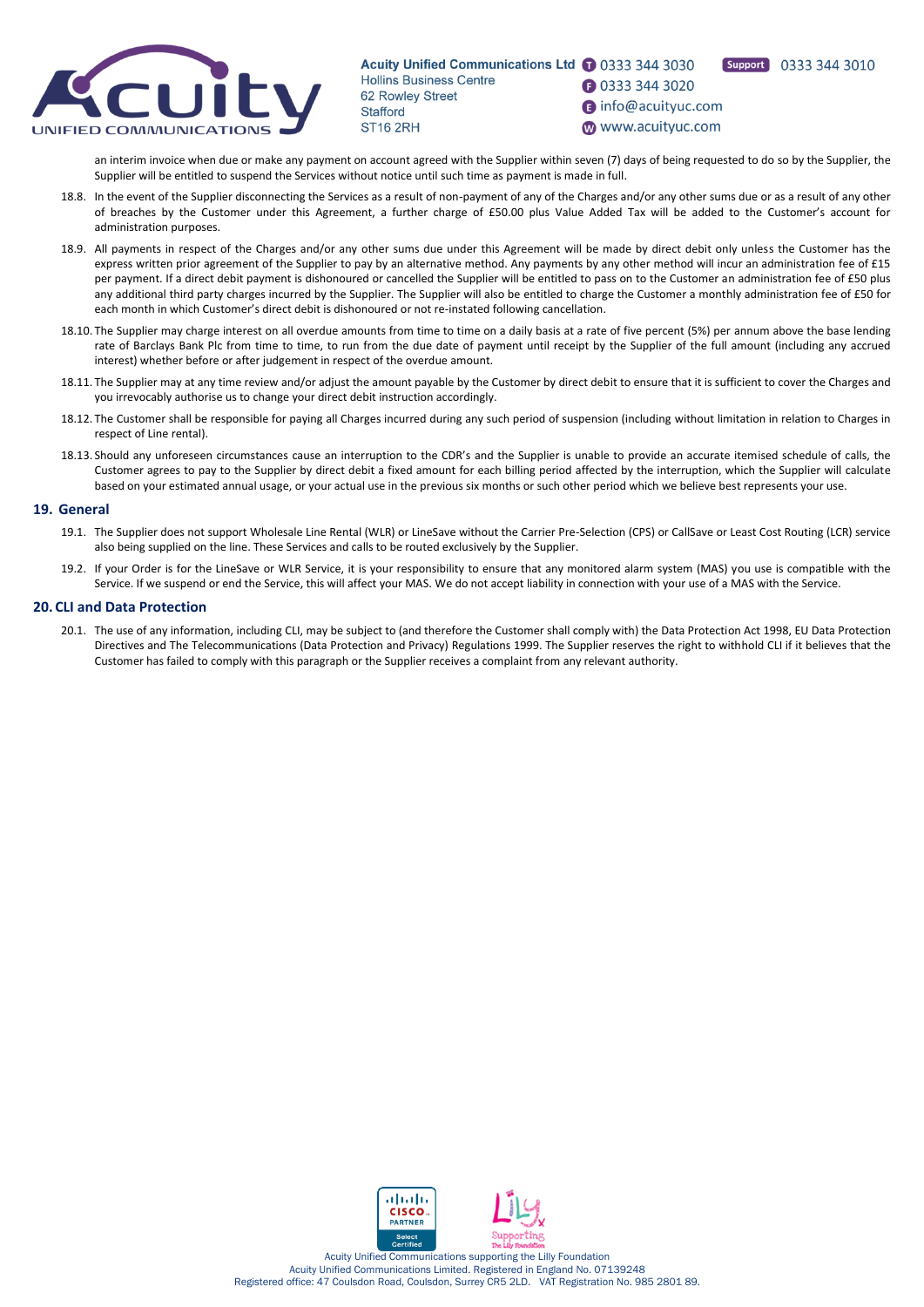an interim invoice when due or make any payment on account agreed with the Supplier within seven (7) days of being requested to do so by the Supplier, the Supplier will be entitled to suspend the Services without notice until such time as payment is made in full.

18.8. In the event of the Supplier disconnecting the Services as a result of non-payment of any of the Charges and/or any other sums due or as a result of any other of breaches by the Customer under this Agreement, a further charge of £50.00 plus Value Added Tax will be added to the Customer's account for administration purposes.

18.9. All payments in respect of the Charges and/or any other sums due under this Agreement will be made by direct debit only unless the Customer has the express written prior agreement of the Supplier to pay by an alternative method. Any payments by any other method will incur an administration fee of £15 per payment. If a direct debit payment is dishonoured or cancelled the Supplier will be entitled to pass on to the Customer an administration fee of £50 plus any additional third party charges incurred by the Supplier. The Supplier will also be entitled to charge the Customer a monthly administration fee of £50 for each month in which Customer's direct debit is dishonoured or not re-instated following cancellation.

18.10. The Supplier may charge interest on all overdue amounts from time to time on a daily basis at a rate of five percent (5%) per annum above the base lending rate of Barclays Bank Plc from time to time, to run from the due date of payment until receipt by the Supplier of the full amount (including any accrued interest) whether before or after judgement in respect of the overdue amount.

18.11. The Supplier may at any time review and/or adjust the amount payable by the Customer by direct debit to ensure that it is sufficient to cover the Charges and you irrevocably authorise us to change your direct debit instruction accordingly.

18.12. The Customer shall be responsible for paying all Charges incurred during any such period of suspension (including without limitation in relation to Charges in respect of Line rental).

18.13. Should any unforeseen circumstances cause an interruption to the CDR's and the Supplier is unable to provide an accurate itemised schedule of calls, the Customer agrees to pay to the Supplier by direct debit a fixed amount for each billing period affected by the interruption, which the Supplier will calculate based on your estimated annual usage, or your actual use in the previous six months or such other period which we believe best represents your use.

## 19. General

19.1. The Supplier does not support Wholesale Line Rental (WLR) or LineSave without the Carrier Pre-Selection (CPS) or CallSave or Least Cost Routing (LCR) service also being supplied on the line. These Services and calls to be routed exclusively by the Supplier.

19.2. If your Order is for the LineSave or WLR Service, it is your responsibility to ensure that any monitored alarm system (MAS) you use is compatible with the Service. If we suspend or end the Service, this will affect your MAS. We do not accept liability in connection with your use of a MAS with the Service.

## 20. CLI and Data Protection

20.1. The use of any information, including CLI, may be subject to (and therefore the Customer shall comply with) the Data Protection Act 1998, EU Data Protection Directives and The Telecommunications (Data Protection and Privacy) Regulations 1999. The Supplier reserves the right to withhold CLI if it believes that the Customer has failed to comply with this paragraph or the Supplier receives a complaint from any relevant authority.